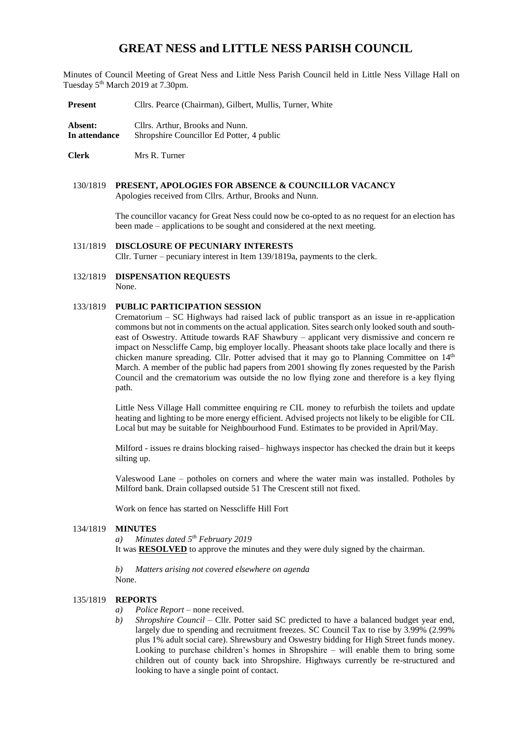# GREAT NESS and LITTLE NESS PARISH COUNCIL

Minutes of Council Meeting of Great Ness and Little Ness Parish Council held in Little Ness Village Hall on Tuesday 5th March 2019 at 7.30pm.

**Present** Cllrs. Pearce (Chairman), Gilbert, Mullis, Turner, White

**Absent:** Cllrs. Arthur, Brooks and Nunn.
**In attendance** Shropshire Councillor Ed Potter, 4 public

**Clerk** Mrs R. Turner

130/1819 **PRESENT, APOLOGIES FOR ABSENCE & COUNCILLOR VACANCY**
Apologies received from Cllrs. Arthur, Brooks and Nunn.

The councillor vacancy for Great Ness could now be co-opted to as no request for an election has been made – applications to be sought and considered at the next meeting.

131/1819 **DISCLOSURE OF PECUNIARY INTERESTS**
Cllr. Turner – pecuniary interest in Item 139/1819a, payments to the clerk.

132/1819 **DISPENSATION REQUESTS**
None.

133/1819 **PUBLIC PARTICIPATION SESSION**
Crematorium – SC Highways had raised lack of public transport as an issue in re-application commons but not in comments on the actual application. Sites search only looked south and south-east of Oswestry. Attitude towards RAF Shawbury – applicant very dismissive and concern re impact on Nesscliffe Camp, big employer locally. Pheasant shoots take place locally and there is chicken manure spreading. Cllr. Potter advised that it may go to Planning Committee on 14th March. A member of the public had papers from 2001 showing fly zones requested by the Parish Council and the crematorium was outside the no low flying zone and therefore is a key flying path.

Little Ness Village Hall committee enquiring re CIL money to refurbish the toilets and update heating and lighting to be more energy efficient. Advised projects not likely to be eligible for CIL Local but may be suitable for Neighbourhood Fund. Estimates to be provided in April/May.

Milford - issues re drains blocking raised– highways inspector has checked the drain but it keeps silting up.

Valeswood Lane – potholes on corners and where the water main was installed. Potholes by Milford bank. Drain collapsed outside 51 The Crescent still not fixed.

Work on fence has started on Nesscliffe Hill Fort

134/1819 **MINUTES**

*a) Minutes dated 5th February 2019*
It was **RESOLVED** to approve the minutes and they were duly signed by the chairman.

*b) Matters arising not covered elsewhere on agenda*
None.

135/1819 **REPORTS**

a) *Police Report* – none received.
b) *Shropshire Council* – Cllr. Potter said SC predicted to have a balanced budget year end, largely due to spending and recruitment freezes. SC Council Tax to rise by 3.99% (2.99% plus 1% adult social care). Shrewsbury and Oswestry bidding for High Street funds money. Looking to purchase children's homes in Shropshire – will enable them to bring some children out of county back into Shropshire. Highways currently be re-structured and looking to have a single point of contact.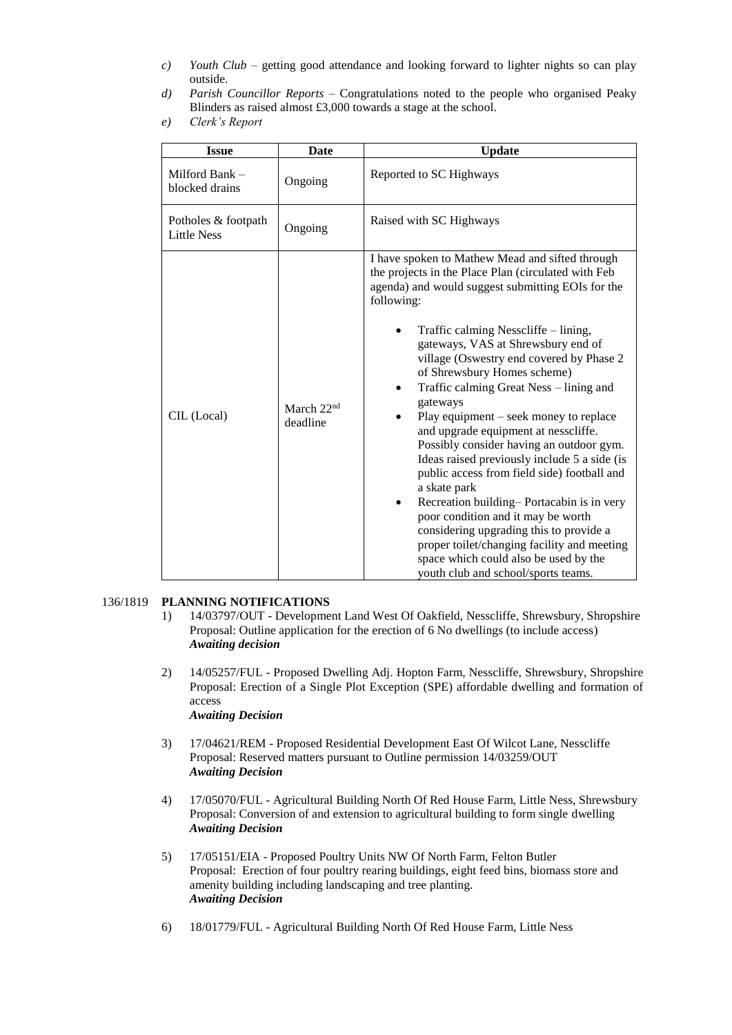c) *Youth Club* – getting good attendance and looking forward to lighter nights so can play outside.

d) *Parish Councillor Reports* – Congratulations noted to the people who organised Peaky Blinders as raised almost £3,000 towards a stage at the school.

e) *Clerk's Report*

| Issue | Date | Update |
|---|---|---|
| Milford Bank – blocked drains | Ongoing | Reported to SC Highways |
| Potholes & footpath Little Ness | Ongoing | Raised with SC Highways |
| CIL (Local) | March 22nd deadline | I have spoken to Mathew Mead and sifted through the projects in the Place Plan (circulated with Feb agenda) and would suggest submitting EOIs for the following:<br><br>• Traffic calming Nesscliffe – lining, gateways, VAS at Shrewsbury end of village (Oswestry end covered by Phase 2 of Shrewsbury Homes scheme)<br>• Traffic calming Great Ness – lining and gateways<br>• Play equipment – seek money to replace and upgrade equipment at nesscliffe. Possibly consider having an outdoor gym. Ideas raised previously include 5 a side (is public access from field side) football and a skate park<br>• Recreation building– Portacabin is in very poor condition and it may be worth considering upgrading this to provide a proper toilet/changing facility and meeting space which could also be used by the youth club and school/sports teams. |

136/1819 **PLANNING NOTIFICATIONS**

1) 14/03797/OUT - Development Land West Of Oakfield, Nesscliffe, Shrewsbury, Shropshire
   Proposal: Outline application for the erection of 6 No dwellings (to include access)
   ***Awaiting decision***

2) 14/05257/FUL - Proposed Dwelling Adj. Hopton Farm, Nesscliffe, Shrewsbury, Shropshire
   Proposal: Erection of a Single Plot Exception (SPE) affordable dwelling and formation of access
   ***Awaiting Decision***

3) 17/04621/REM - Proposed Residential Development East Of Wilcot Lane, Nesscliffe
   Proposal: Reserved matters pursuant to Outline permission 14/03259/OUT
   ***Awaiting Decision***

4) 17/05070/FUL - Agricultural Building North Of Red House Farm, Little Ness, Shrewsbury
   Proposal: Conversion of and extension to agricultural building to form single dwelling
   ***Awaiting Decision***

5) 17/05151/EIA - Proposed Poultry Units NW Of North Farm, Felton Butler
   Proposal: Erection of four poultry rearing buildings, eight feed bins, biomass store and amenity building including landscaping and tree planting.
   ***Awaiting Decision***

6) 18/01779/FUL - Agricultural Building North Of Red House Farm, Little Ness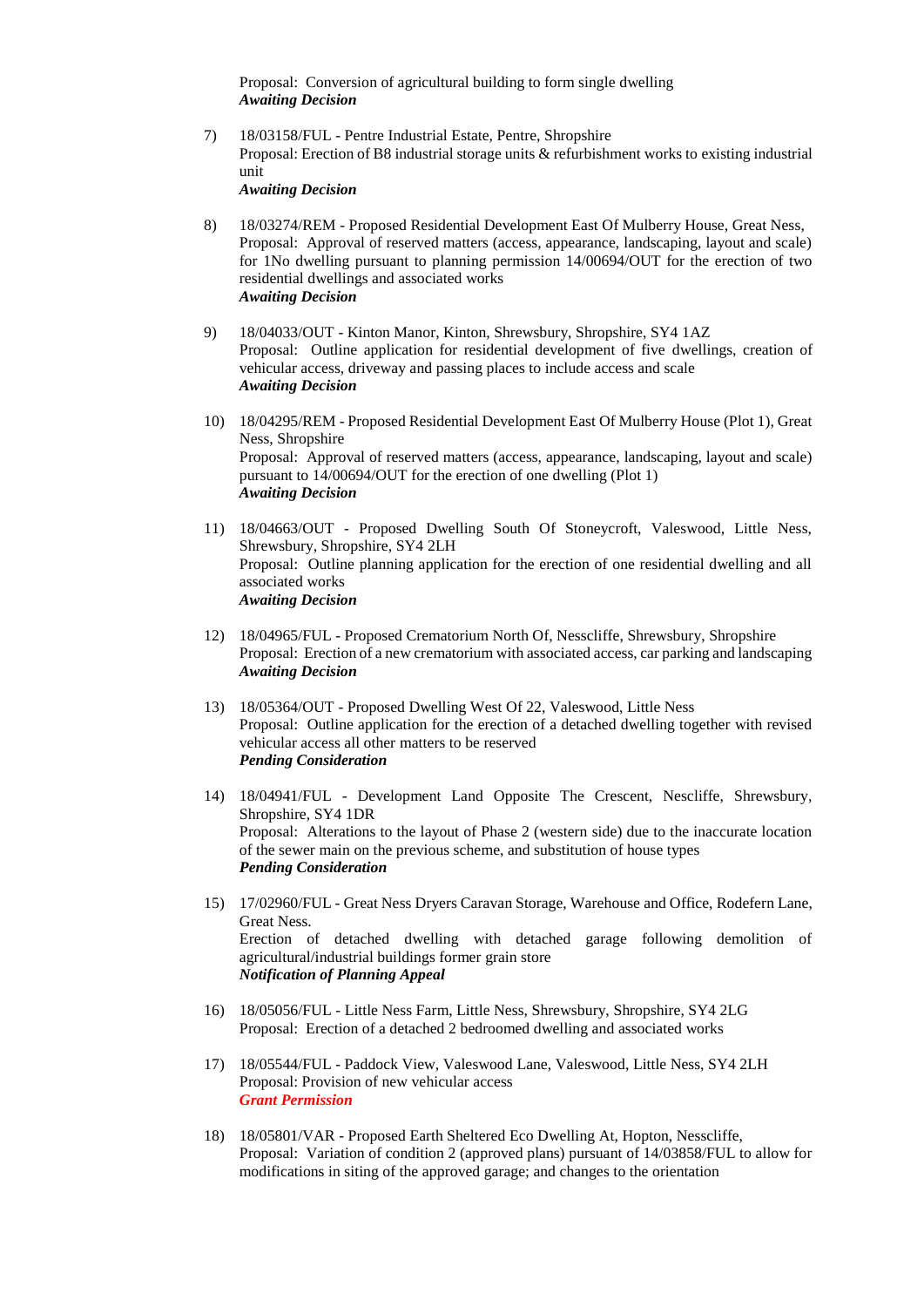Proposal: Conversion of agricultural building to form single dwelling
***Awaiting Decision***

7) 18/03158/FUL - Pentre Industrial Estate, Pentre, Shropshire
Proposal: Erection of B8 industrial storage units & refurbishment works to existing industrial unit
***Awaiting Decision***

8) 18/03274/REM - Proposed Residential Development East Of Mulberry House, Great Ness,
Proposal: Approval of reserved matters (access, appearance, landscaping, layout and scale) for 1No dwelling pursuant to planning permission 14/00694/OUT for the erection of two residential dwellings and associated works
***Awaiting Decision***

9) 18/04033/OUT - Kinton Manor, Kinton, Shrewsbury, Shropshire, SY4 1AZ
Proposal: Outline application for residential development of five dwellings, creation of vehicular access, driveway and passing places to include access and scale
***Awaiting Decision***

10) 18/04295/REM - Proposed Residential Development East Of Mulberry House (Plot 1), Great Ness, Shropshire
Proposal: Approval of reserved matters (access, appearance, landscaping, layout and scale) pursuant to 14/00694/OUT for the erection of one dwelling (Plot 1)
***Awaiting Decision***

11) 18/04663/OUT - Proposed Dwelling South Of Stoneycroft, Valeswood, Little Ness, Shrewsbury, Shropshire, SY4 2LH
Proposal: Outline planning application for the erection of one residential dwelling and all associated works
***Awaiting Decision***

12) 18/04965/FUL - Proposed Crematorium North Of, Nesscliffe, Shrewsbury, Shropshire
Proposal: Erection of a new crematorium with associated access, car parking and landscaping
***Awaiting Decision***

13) 18/05364/OUT - Proposed Dwelling West Of 22, Valeswood, Little Ness
Proposal: Outline application for the erection of a detached dwelling together with revised vehicular access all other matters to be reserved
***Pending Consideration***

14) 18/04941/FUL - Development Land Opposite The Crescent, Nescliffe, Shrewsbury, Shropshire, SY4 1DR
Proposal: Alterations to the layout of Phase 2 (western side) due to the inaccurate location of the sewer main on the previous scheme, and substitution of house types
***Pending Consideration***

15) 17/02960/FUL - Great Ness Dryers Caravan Storage, Warehouse and Office, Rodefern Lane, Great Ness.
Erection of detached dwelling with detached garage following demolition of agricultural/industrial buildings former grain store
***Notification of Planning Appeal***

16) 18/05056/FUL - Little Ness Farm, Little Ness, Shrewsbury, Shropshire, SY4 2LG
Proposal: Erection of a detached 2 bedroomed dwelling and associated works

17) 18/05544/FUL - Paddock View, Valeswood Lane, Valeswood, Little Ness, SY4 2LH
Proposal: Provision of new vehicular access
***Grant Permission***

18) 18/05801/VAR - Proposed Earth Sheltered Eco Dwelling At, Hopton, Nesscliffe,
Proposal: Variation of condition 2 (approved plans) pursuant of 14/03858/FUL to allow for modifications in siting of the approved garage; and changes to the orientation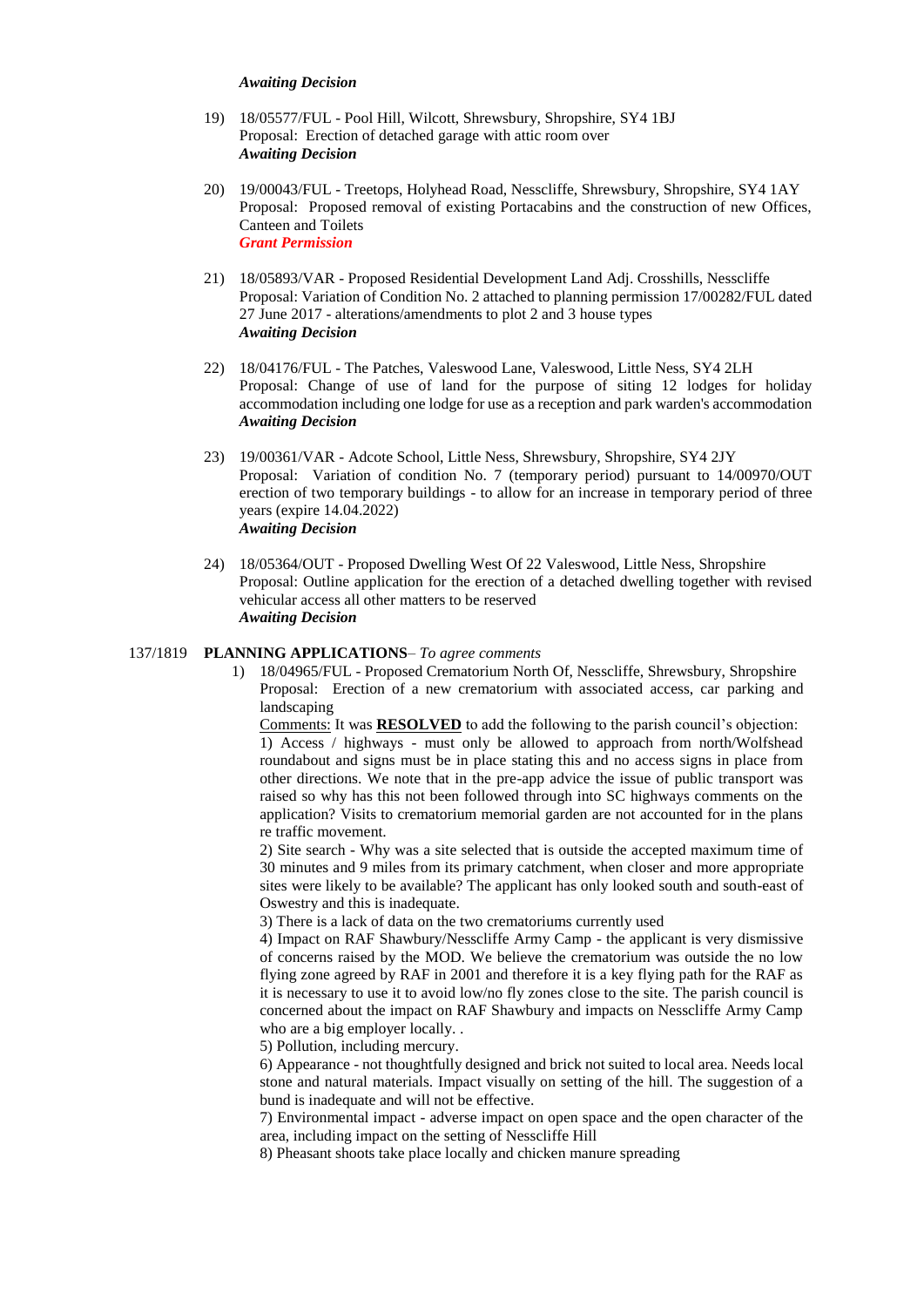*Awaiting Decision*

19) 18/05577/FUL - Pool Hill, Wilcott, Shrewsbury, Shropshire, SY4 1BJ
Proposal: Erection of detached garage with attic room over
***Awaiting Decision***

20) 19/00043/FUL - Treetops, Holyhead Road, Nesscliffe, Shrewsbury, Shropshire, SY4 1AY
Proposal: Proposed removal of existing Portacabins and the construction of new Offices, Canteen and Toilets
***Grant Permission***

21) 18/05893/VAR - Proposed Residential Development Land Adj. Crosshills, Nesscliffe
Proposal: Variation of Condition No. 2 attached to planning permission 17/00282/FUL dated 27 June 2017 - alterations/amendments to plot 2 and 3 house types
***Awaiting Decision***

22) 18/04176/FUL - The Patches, Valeswood Lane, Valeswood, Little Ness, SY4 2LH
Proposal: Change of use of land for the purpose of siting 12 lodges for holiday accommodation including one lodge for use as a reception and park warden's accommodation
***Awaiting Decision***

23) 19/00361/VAR - Adcote School, Little Ness, Shrewsbury, Shropshire, SY4 2JY
Proposal: Variation of condition No. 7 (temporary period) pursuant to 14/00970/OUT erection of two temporary buildings - to allow for an increase in temporary period of three years (expire 14.04.2022)
***Awaiting Decision***

24) 18/05364/OUT - Proposed Dwelling West Of 22 Valeswood, Little Ness, Shropshire
Proposal: Outline application for the erection of a detached dwelling together with revised vehicular access all other matters to be reserved
***Awaiting Decision***

137/1819 **PLANNING APPLICATIONS**– *To agree comments*

1) 18/04965/FUL - Proposed Crematorium North Of, Nesscliffe, Shrewsbury, Shropshire
Proposal: Erection of a new crematorium with associated access, car parking and landscaping
Comments: It was **RESOLVED** to add the following to the parish council's objection:
1) Access / highways - must only be allowed to approach from north/Wolfshead roundabout and signs must be in place stating this and no access signs in place from other directions. We note that in the pre-app advice the issue of public transport was raised so why has this not been followed through into SC highways comments on the application? Visits to crematorium memorial garden are not accounted for in the plans re traffic movement.
2) Site search - Why was a site selected that is outside the accepted maximum time of 30 minutes and 9 miles from its primary catchment, when closer and more appropriate sites were likely to be available? The applicant has only looked south and south-east of Oswestry and this is inadequate.
3) There is a lack of data on the two crematoriums currently used
4) Impact on RAF Shawbury/Nesscliffe Army Camp - the applicant is very dismissive of concerns raised by the MOD. We believe the crematorium was outside the no low flying zone agreed by RAF in 2001 and therefore it is a key flying path for the RAF as it is necessary to use it to avoid low/no fly zones close to the site. The parish council is concerned about the impact on RAF Shawbury and impacts on Nesscliffe Army Camp who are a big employer locally. .
5) Pollution, including mercury.
6) Appearance - not thoughtfully designed and brick not suited to local area. Needs local stone and natural materials. Impact visually on setting of the hill. The suggestion of a bund is inadequate and will not be effective.
7) Environmental impact - adverse impact on open space and the open character of the area, including impact on the setting of Nesscliffe Hill
8) Pheasant shoots take place locally and chicken manure spreading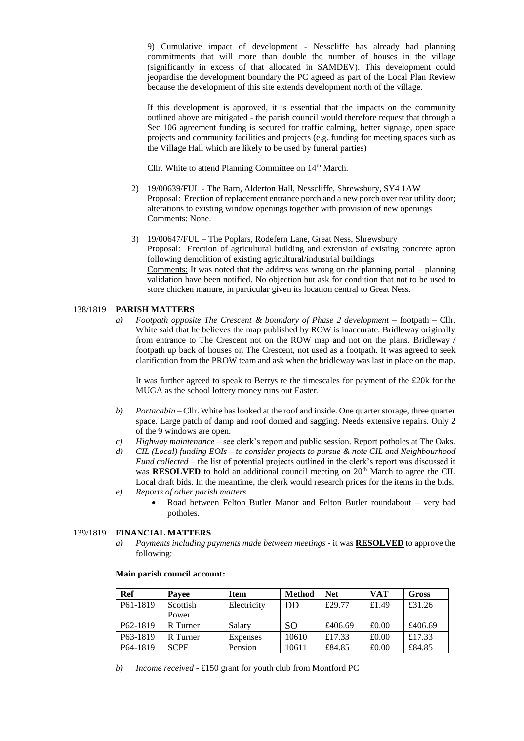9) Cumulative impact of development - Nesscliffe has already had planning commitments that will more than double the number of houses in the village (significantly in excess of that allocated in SAMDEV). This development could jeopardise the development boundary the PC agreed as part of the Local Plan Review because the development of this site extends development north of the village.

If this development is approved, it is essential that the impacts on the community outlined above are mitigated - the parish council would therefore request that through a Sec 106 agreement funding is secured for traffic calming, better signage, open space projects and community facilities and projects (e.g. funding for meeting spaces such as the Village Hall which are likely to be used by funeral parties)

Cllr. White to attend Planning Committee on 14th March.

2) 19/00639/FUL - The Barn, Alderton Hall, Nesscliffe, Shrewsbury, SY4 1AW
Proposal: Erection of replacement entrance porch and a new porch over rear utility door; alterations to existing window openings together with provision of new openings
Comments: None.

3) 19/00647/FUL – The Poplars, Rodefern Lane, Great Ness, Shrewsbury
Proposal: Erection of agricultural building and extension of existing concrete apron following demolition of existing agricultural/industrial buildings
Comments: It was noted that the address was wrong on the planning portal – planning validation have been notified. No objection but ask for condition that not to be used to store chicken manure, in particular given its location central to Great Ness.

138/1819 **PARISH MATTERS**

*a) Footpath opposite The Crescent & boundary of Phase 2 development* – footpath – Cllr. White said that he believes the map published by ROW is inaccurate. Bridleway originally from entrance to The Crescent not on the ROW map and not on the plans. Bridleway / footpath up back of houses on The Crescent, not used as a footpath. It was agreed to seek clarification from the PROW team and ask when the bridleway was last in place on the map.

It was further agreed to speak to Berrys re the timescales for payment of the £20k for the MUGA as the school lottery money runs out Easter.

*b) Portacabin* – Cllr. White has looked at the roof and inside. One quarter storage, three quarter space. Large patch of damp and roof domed and sagging. Needs extensive repairs. Only 2 of the 9 windows are open.

*c) Highway maintenance* – see clerk's report and public session. Report potholes at The Oaks.

*d) CIL (Local) funding EOIs – to consider projects to pursue & note CIL and Neighbourhood Fund collected* – the list of potential projects outlined in the clerk's report was discussed it was **RESOLVED** to hold an additional council meeting on 20th March to agree the CIL Local draft bids. In the meantime, the clerk would research prices for the items in the bids.

*e) Reports of other parish matters*
- Road between Felton Butler Manor and Felton Butler roundabout – very bad potholes.

139/1819 **FINANCIAL MATTERS**

*a) Payments including payments made between meetings* - it was **RESOLVED** to approve the following:

**Main parish council account:**

| Ref | Payee | Item | Method | Net | VAT | Gross |
|---|---|---|---|---|---|---|
| P61-1819 | Scottish Power | Electricity | DD | £29.77 | £1.49 | £31.26 |
| P62-1819 | R Turner | Salary | SO | £406.69 | £0.00 | £406.69 |
| P63-1819 | R Turner | Expenses | 10610 | £17.33 | £0.00 | £17.33 |
| P64-1819 | SCPF | Pension | 10611 | £84.85 | £0.00 | £84.85 |

*b) Income received* - £150 grant for youth club from Montford PC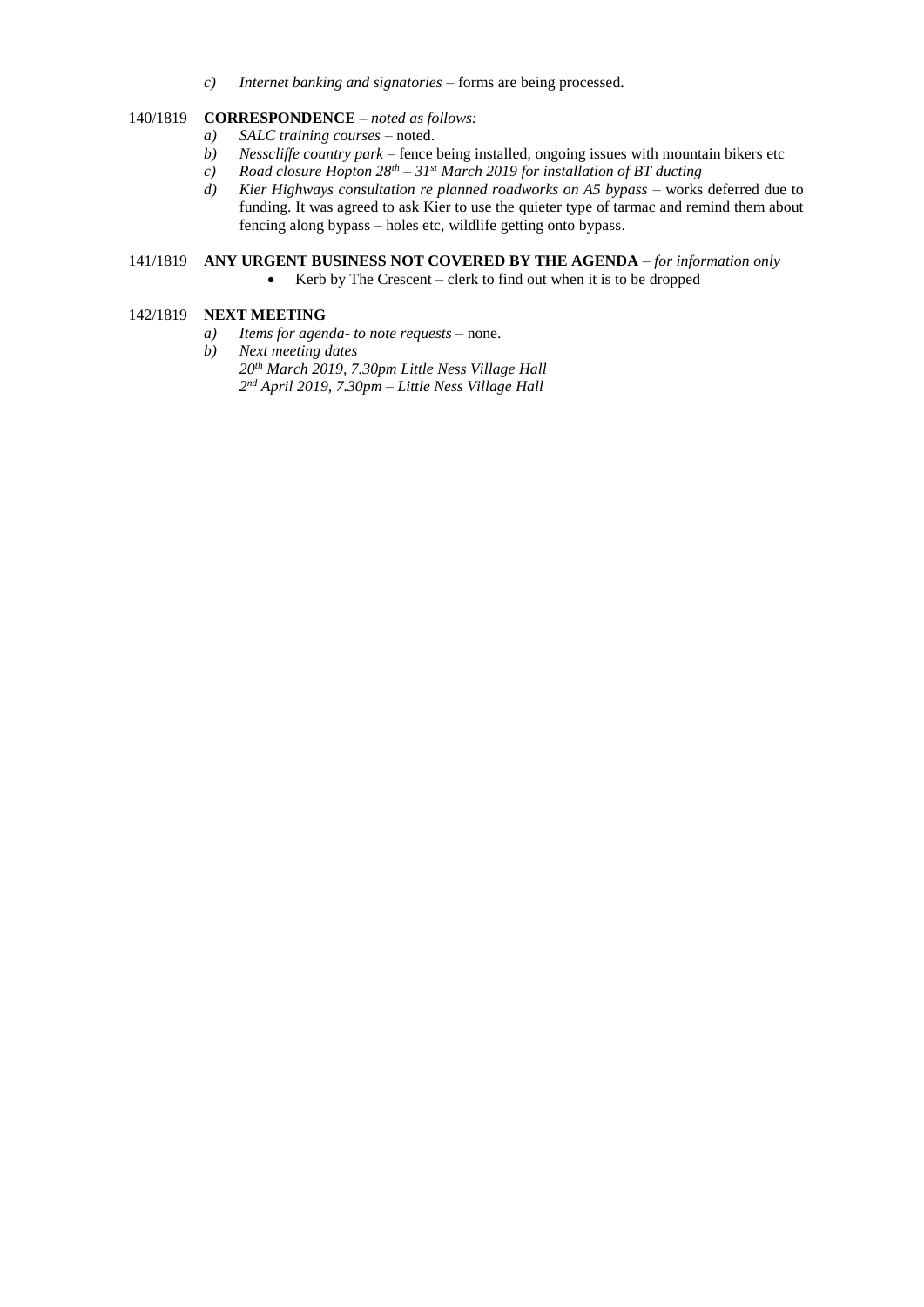c) *Internet banking and signatories* – forms are being processed.

140/1819 **CORRESPONDENCE –** *noted as follows:*

a) *SALC training courses* – noted.
b) *Nesscliffe country park* – fence being installed, ongoing issues with mountain bikers etc
c) *Road closure Hopton 28th – 31st March 2019 for installation of BT ducting*
d) *Kier Highways consultation re planned roadworks on A5 bypass* – works deferred due to funding. It was agreed to ask Kier to use the quieter type of tarmac and remind them about fencing along bypass – holes etc, wildlife getting onto bypass.

141/1819 **ANY URGENT BUSINESS NOT COVERED BY THE AGENDA** – *for information only*

- Kerb by The Crescent – clerk to find out when it is to be dropped

142/1819 **NEXT MEETING**

a) *Items for agenda- to note requests* – none.
b) *Next meeting dates*
   *20th March 2019, 7.30pm Little Ness Village Hall*
   *2nd April 2019, 7.30pm – Little Ness Village Hall*